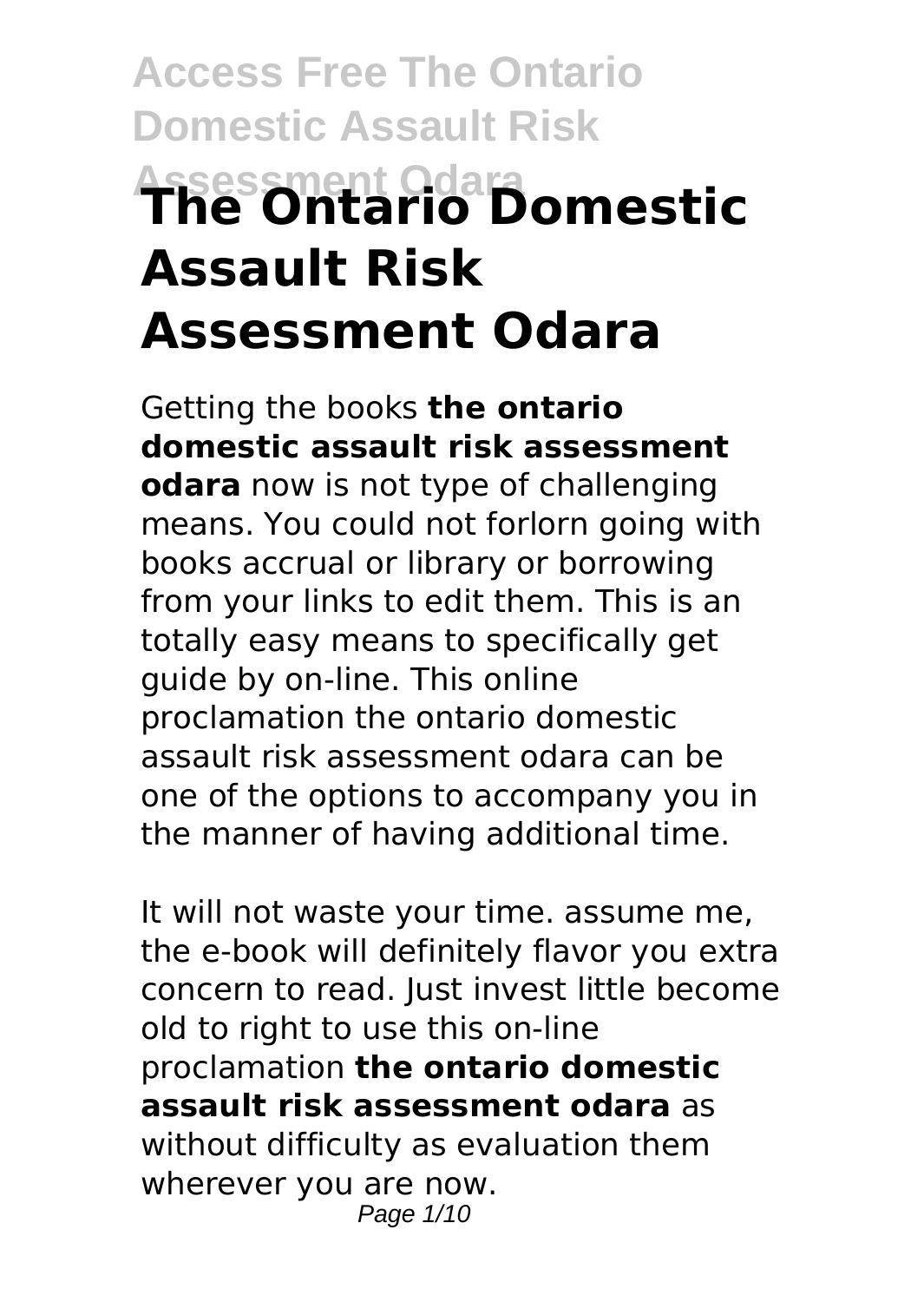# The Ontario Domestic Assault Risk Assessment Odara

Getting the books **the ontario domestic assault risk assessment odara** now is not type of challenging means. You could not forlorn going with books accrual or library or borrowing from your links to edit them. This is an totally easy means to specifically get guide by on-line. This online proclamation the ontario domestic assault risk assessment odara can be one of the options to accompany you in the manner of having additional time.

It will not waste your time. assume me, the e-book will definitely flavor you extra concern to read. Just invest little become old to right to use this on-line proclamation **the ontario domestic assault risk assessment odara** as without difficulty as evaluation them wherever you are now.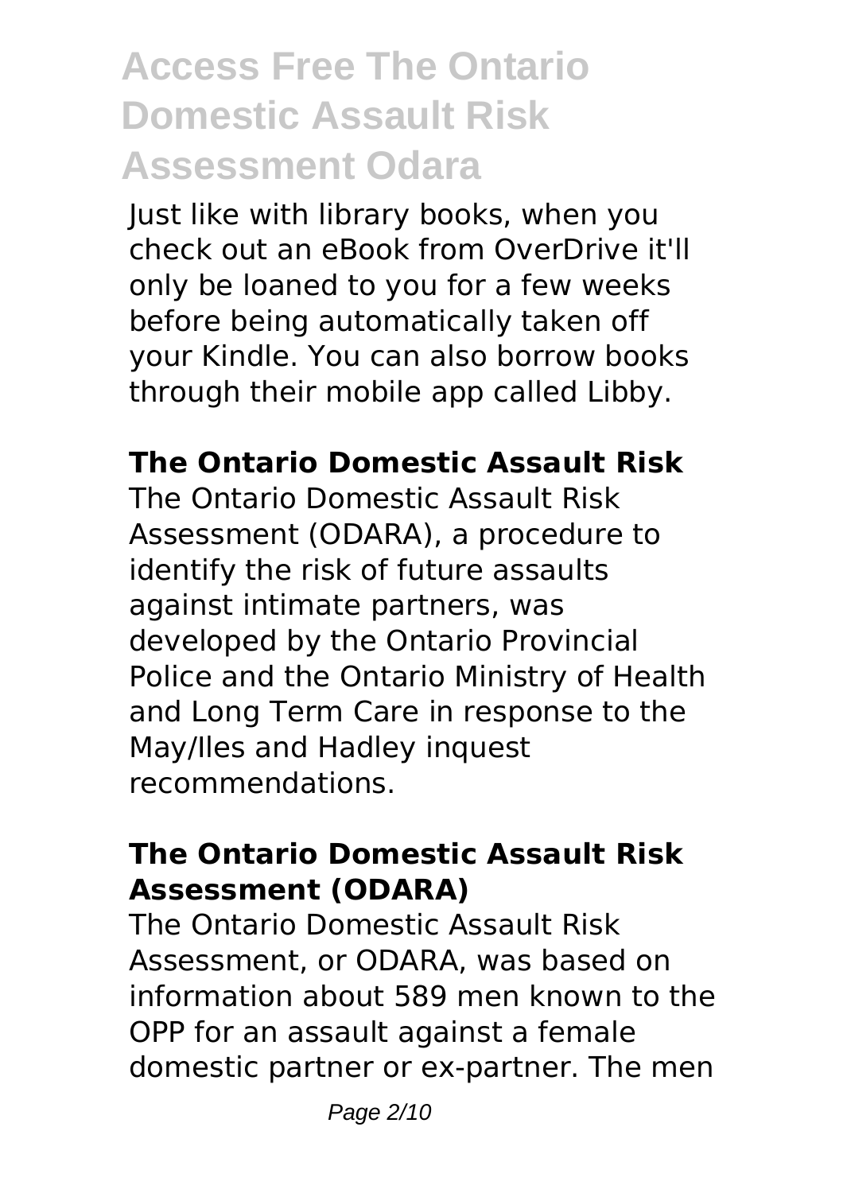# Access Free The Ontario Domestic Assault Risk Assessment Odara

Just like with library books, when you check out an eBook from OverDrive it'll only be loaned to you for a few weeks before being automatically taken off your Kindle. You can also borrow books through their mobile app called Libby.

## The Ontario Domestic Assault Risk

The Ontario Domestic Assault Risk Assessment (ODARA), a procedure to identify the risk of future assaults against intimate partners, was developed by the Ontario Provincial Police and the Ontario Ministry of Health and Long Term Care in response to the May/Iles and Hadley inquest recommendations.

## The Ontario Domestic Assault Risk Assessment (ODARA)

The Ontario Domestic Assault Risk Assessment, or ODARA, was based on information about 589 men known to the OPP for an assault against a female domestic partner or ex-partner. The men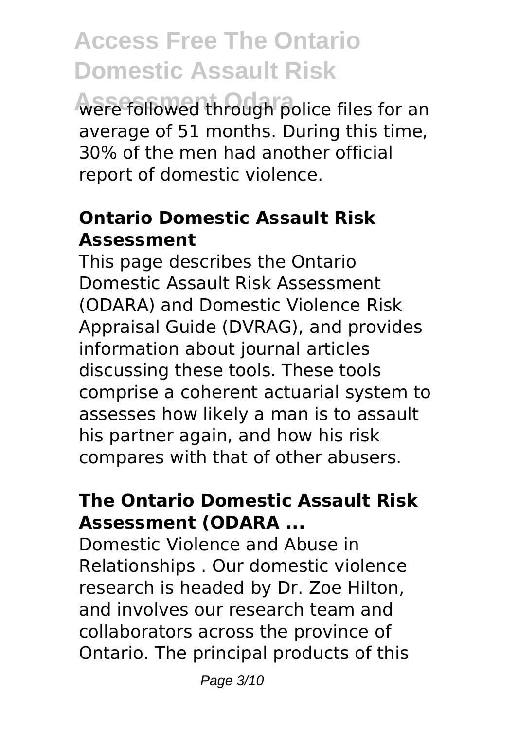were followed through police files for an average of 51 months. During this time, 30% of the men had another official report of domestic violence.

### Ontario Domestic Assault Risk Assessment

This page describes the Ontario Domestic Assault Risk Assessment (ODARA) and Domestic Violence Risk Appraisal Guide (DVRAG), and provides information about journal articles discussing these tools. These tools comprise a coherent actuarial system to assesses how likely a man is to assault his partner again, and how his risk compares with that of other abusers.

### The Ontario Domestic Assault Risk Assessment (ODARA ...

Domestic Violence and Abuse in Relationships . Our domestic violence research is headed by Dr. Zoe Hilton, and involves our research team and collaborators across the province of Ontario. The principal products of this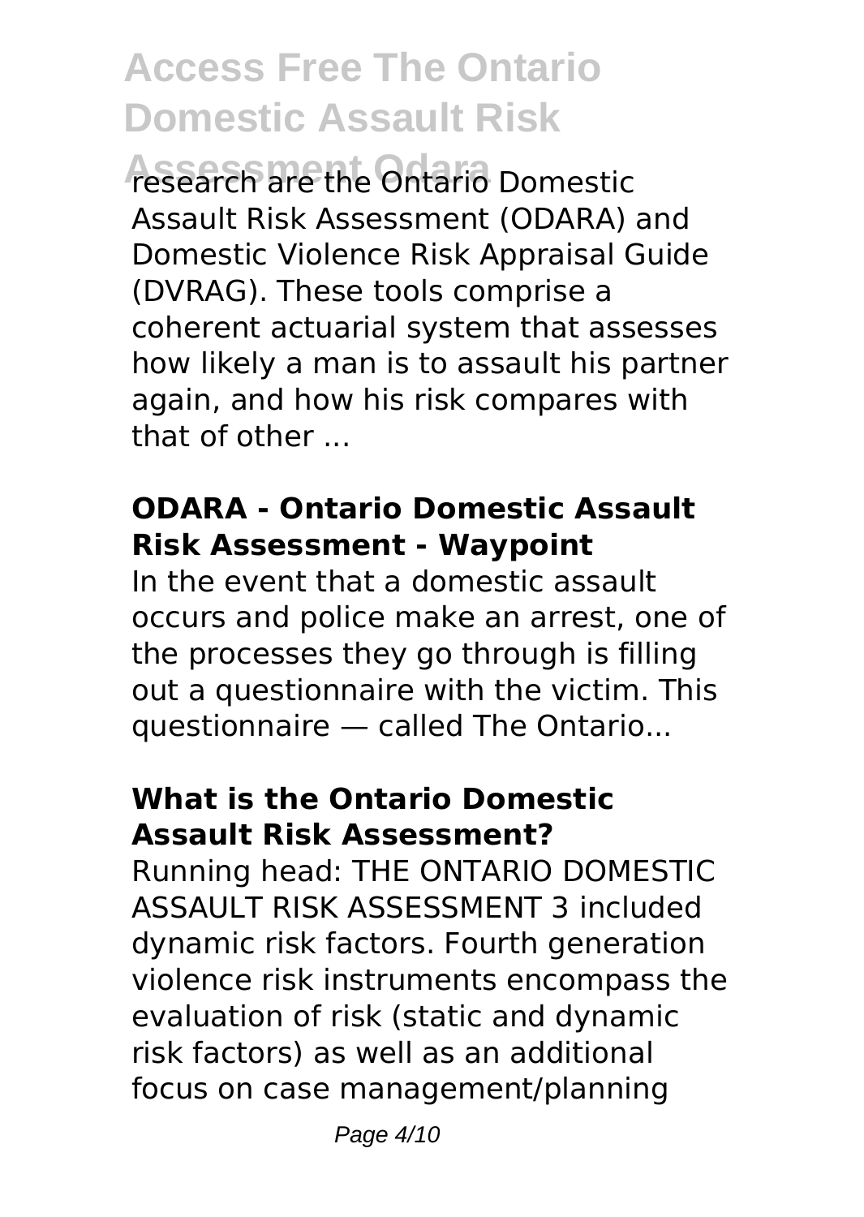research are the Ontario Domestic Assault Risk Assessment (ODARA) and Domestic Violence Risk Appraisal Guide (DVRAG). These tools comprise a coherent actuarial system that assesses how likely a man is to assault his partner again, and how his risk compares with that of other ...

### ODARA - Ontario Domestic Assault Risk Assessment - Waypoint

In the event that a domestic assault occurs and police make an arrest, one of the processes they go through is filling out a questionnaire with the victim. This questionnaire — called The Ontario...

### What is the Ontario Domestic Assault Risk Assessment?

Running head: THE ONTARIO DOMESTIC ASSAULT RISK ASSESSMENT 3 included dynamic risk factors. Fourth generation violence risk instruments encompass the evaluation of risk (static and dynamic risk factors) as well as an additional focus on case management/planning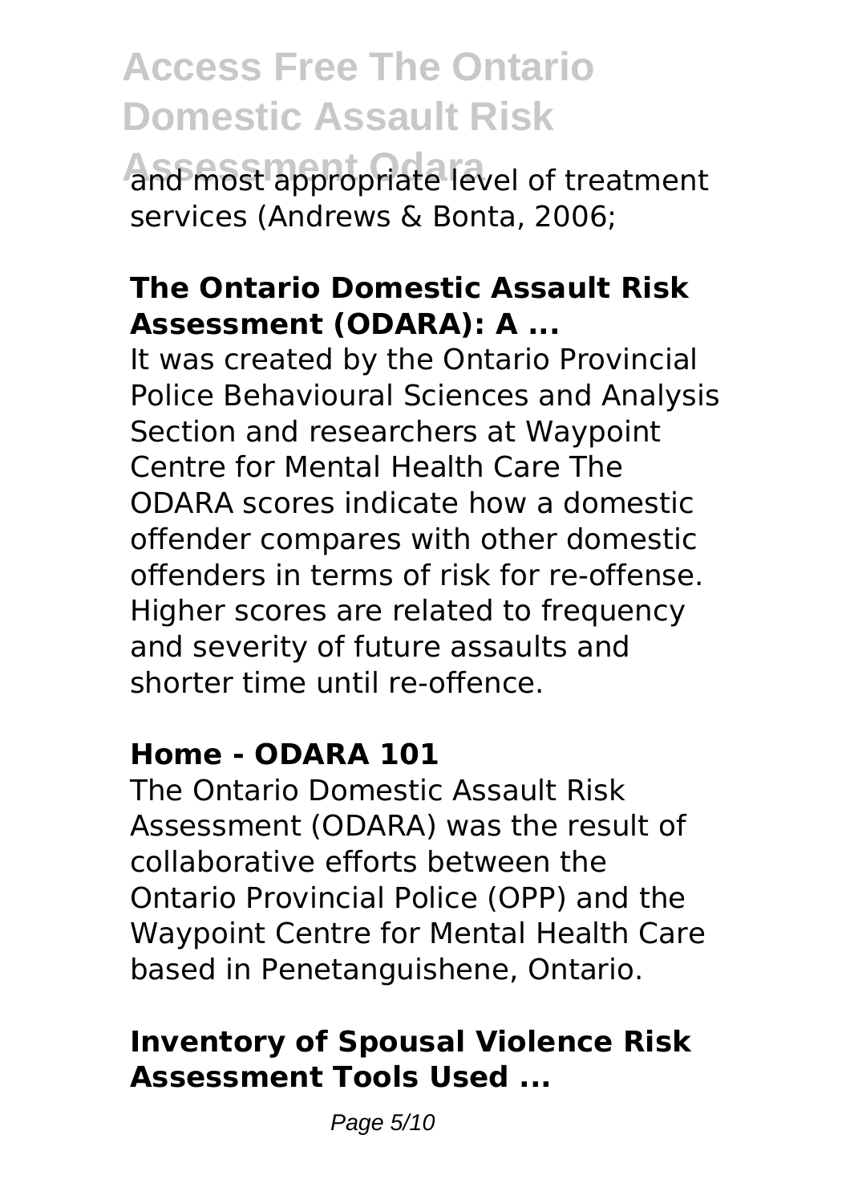and most appropriate level of treatment services (Andrews & Bonta, 2006;

### The Ontario Domestic Assault Risk Assessment (ODARA): A ...

It was created by the Ontario Provincial Police Behavioural Sciences and Analysis Section and researchers at Waypoint Centre for Mental Health Care The ODARA scores indicate how a domestic offender compares with other domestic offenders in terms of risk for re-offense. Higher scores are related to frequency and severity of future assaults and shorter time until re-offence.

### Home - ODARA 101

The Ontario Domestic Assault Risk Assessment (ODARA) was the result of collaborative efforts between the Ontario Provincial Police (OPP) and the Waypoint Centre for Mental Health Care based in Penetanguishene, Ontario.

### Inventory of Spousal Violence Risk Assessment Tools Used ...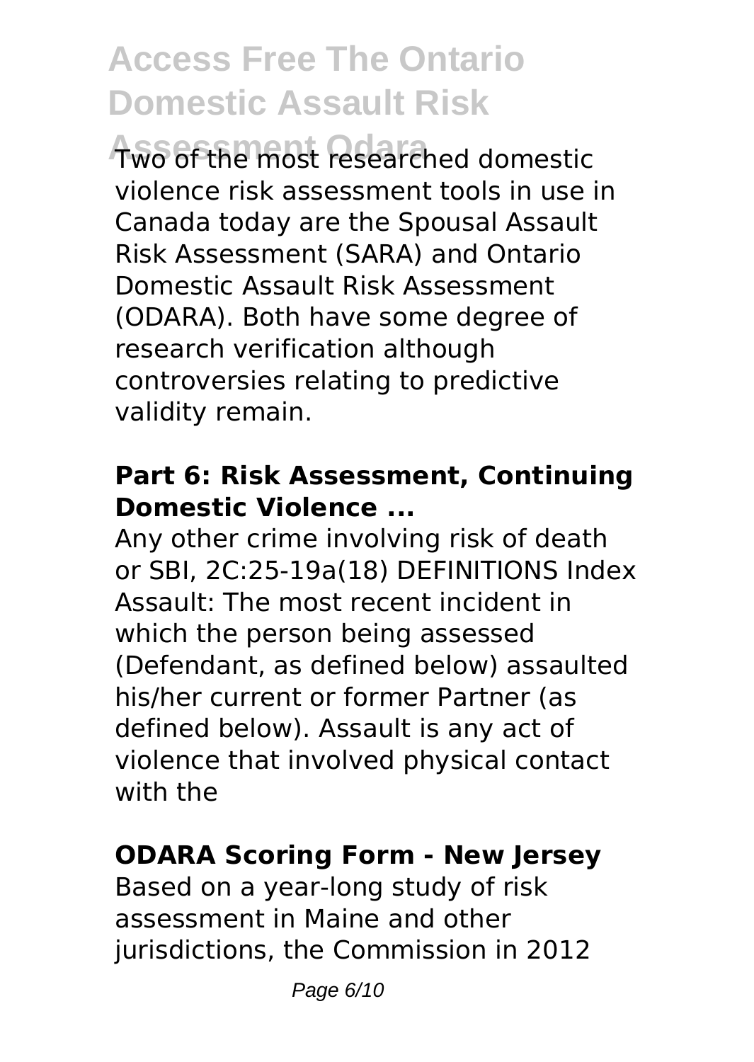Two of the most researched domestic violence risk assessment tools in use in Canada today are the Spousal Assault Risk Assessment (SARA) and Ontario Domestic Assault Risk Assessment (ODARA). Both have some degree of research verification although controversies relating to predictive validity remain.

### Part 6: Risk Assessment, Continuing Domestic Violence ...

Any other crime involving risk of death or SBI, 2C:25-19a(18) DEFINITIONS Index Assault: The most recent incident in which the person being assessed (Defendant, as defined below) assaulted his/her current or former Partner (as defined below). Assault is any act of violence that involved physical contact with the

### ODARA Scoring Form - New Jersey

Based on a year-long study of risk assessment in Maine and other jurisdictions, the Commission in 2012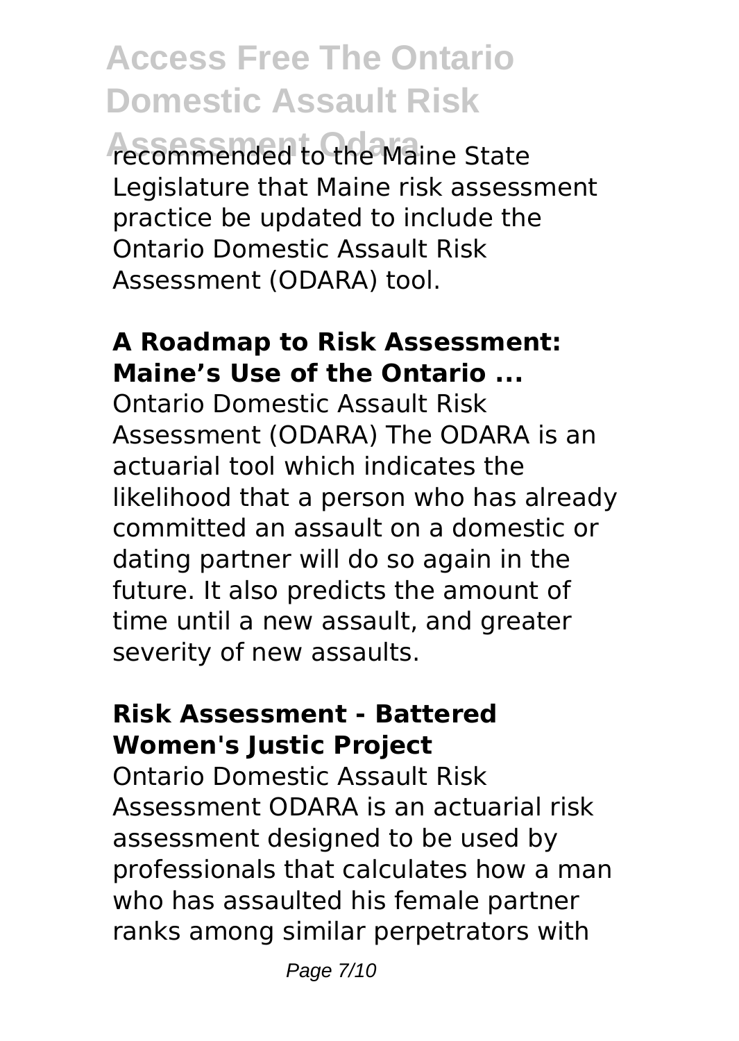recommended to the Maine State Legislature that Maine risk assessment practice be updated to include the Ontario Domestic Assault Risk Assessment (ODARA) tool.

### A Roadmap to Risk Assessment: Maine's Use of the Ontario ...

Ontario Domestic Assault Risk Assessment (ODARA) The ODARA is an actuarial tool which indicates the likelihood that a person who has already committed an assault on a domestic or dating partner will do so again in the future. It also predicts the amount of time until a new assault, and greater severity of new assaults.

### Risk Assessment - Battered Women's Justic Project

Ontario Domestic Assault Risk Assessment ODARA is an actuarial risk assessment designed to be used by professionals that calculates how a man who has assaulted his female partner ranks among similar perpetrators with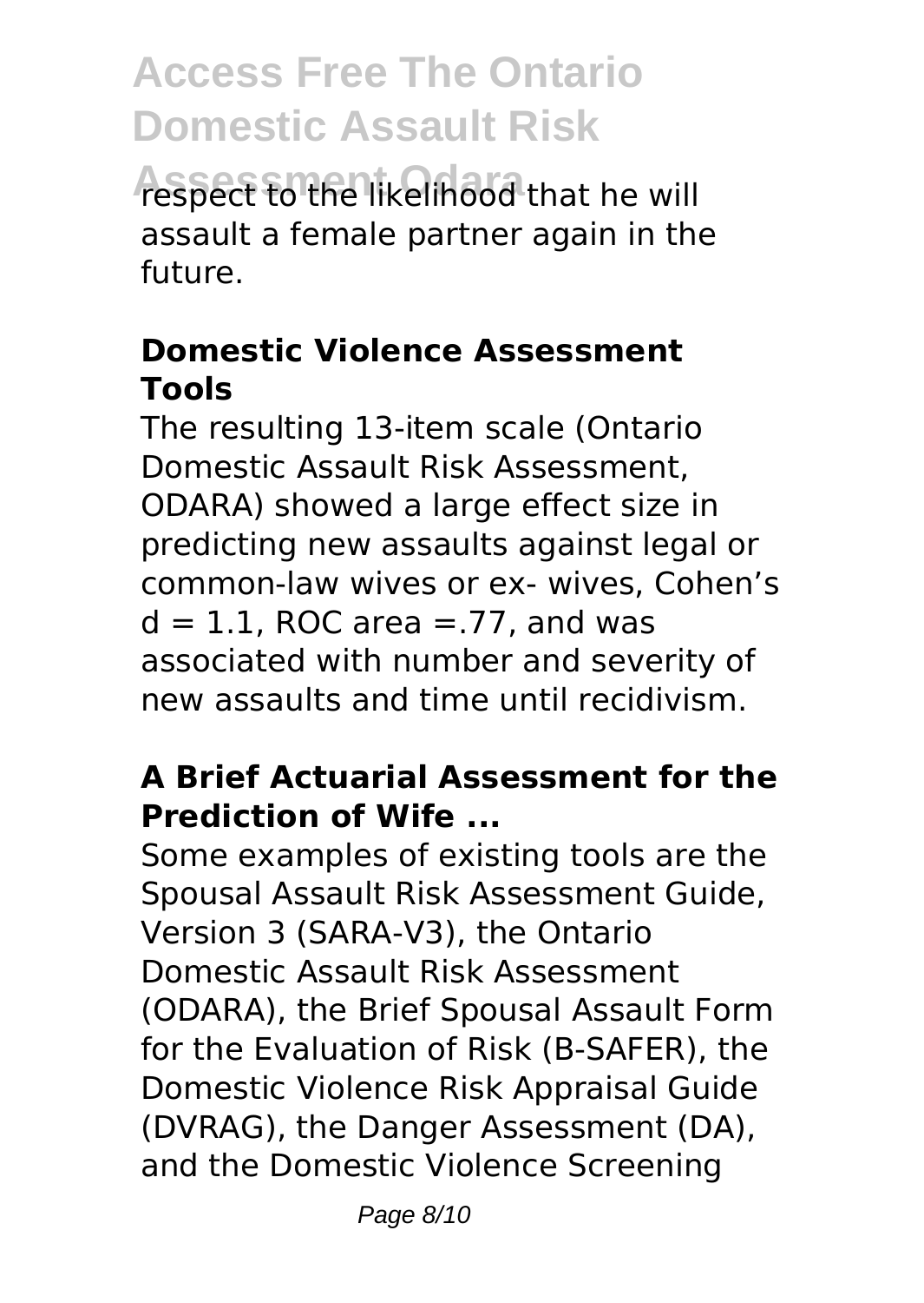respect to the likelihood that he will assault a female partner again in the future.

**Domestic Violence Assessment Tools**

The resulting 13-item scale (Ontario Domestic Assault Risk Assessment, ODARA) showed a large effect size in predicting new assaults against legal or common-law wives or ex- wives, Cohen's $d = 1.1$, ROC area =.77, and was associated with number and severity of new assaults and time until recidivism.

**A Brief Actuarial Assessment for the Prediction of Wife ...**

Some examples of existing tools are the Spousal Assault Risk Assessment Guide, Version 3 (SARA-V3), the Ontario Domestic Assault Risk Assessment (ODARA), the Brief Spousal Assault Form for the Evaluation of Risk (B-SAFER), the Domestic Violence Risk Appraisal Guide (DVRAG), the Danger Assessment (DA), and the Domestic Violence Screening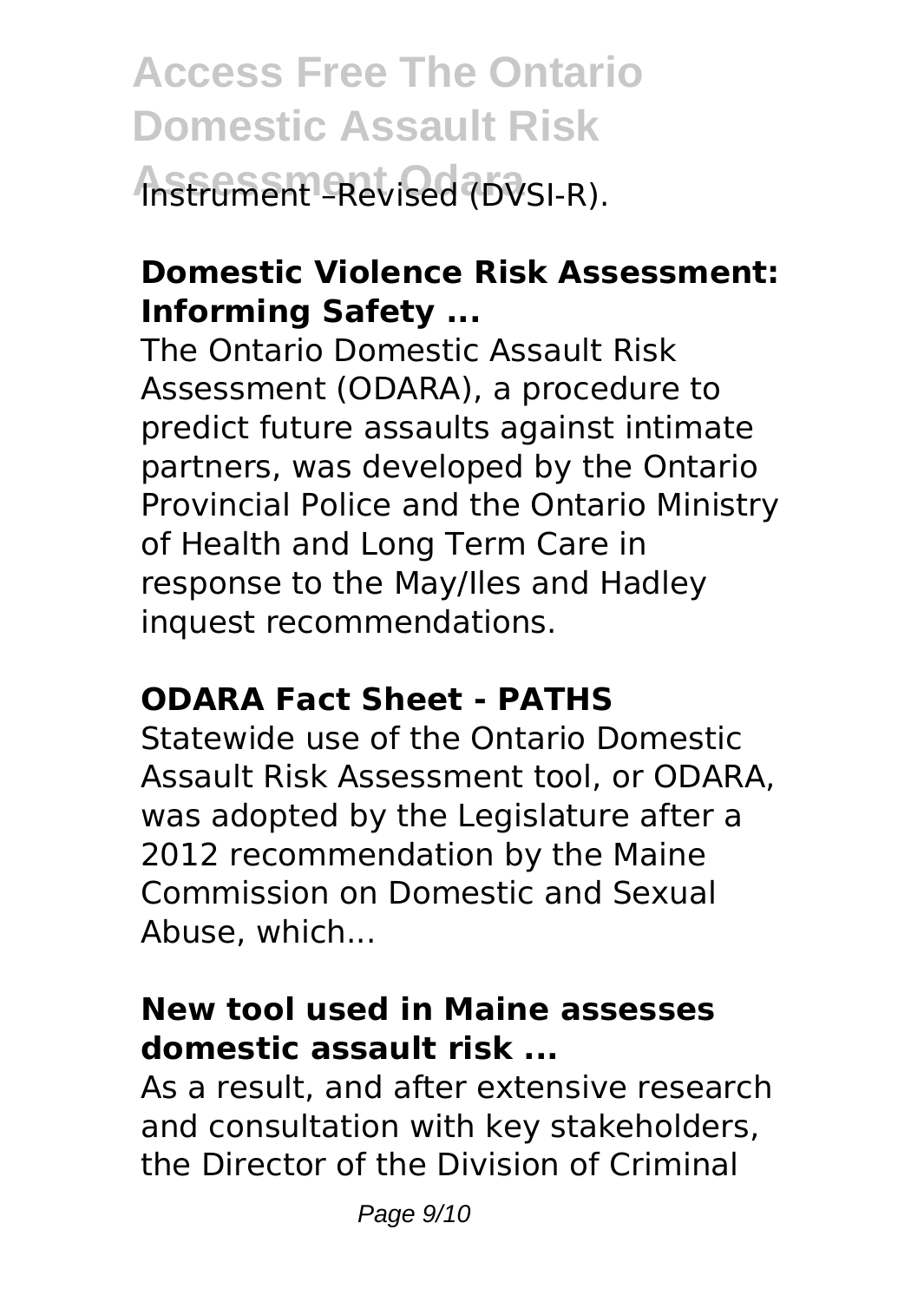Instrument –Revised (DVSI-R).

**Domestic Violence Risk Assessment: Informing Safety ...**

The Ontario Domestic Assault Risk Assessment (ODARA), a procedure to predict future assaults against intimate partners, was developed by the Ontario Provincial Police and the Ontario Ministry of Health and Long Term Care in response to the May/Iles and Hadley inquest recommendations.

**ODARA Fact Sheet - PATHS**

Statewide use of the Ontario Domestic Assault Risk Assessment tool, or ODARA, was adopted by the Legislature after a 2012 recommendation by the Maine Commission on Domestic and Sexual Abuse, which...

**New tool used in Maine assesses domestic assault risk ...**

As a result, and after extensive research and consultation with key stakeholders, the Director of the Division of Criminal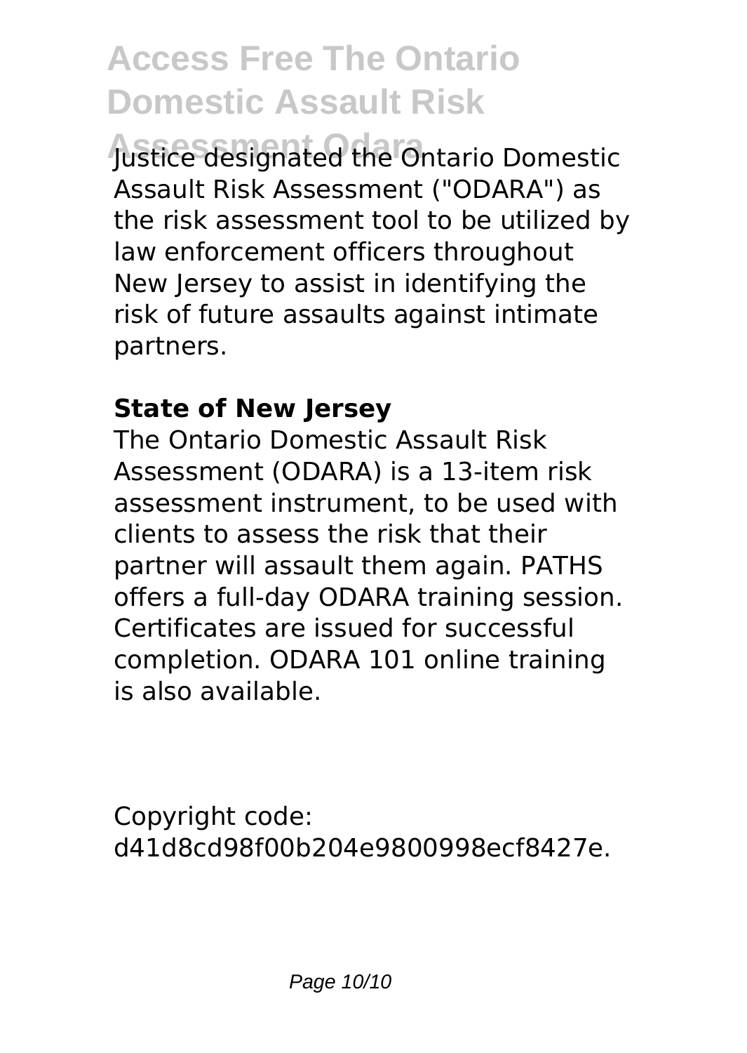Justice designated the Ontario Domestic Assault Risk Assessment ("ODARA") as the risk assessment tool to be utilized by law enforcement officers throughout New Jersey to assist in identifying the risk of future assaults against intimate partners.

**State of New Jersey**

The Ontario Domestic Assault Risk Assessment (ODARA) is a 13-item risk assessment instrument, to be used with clients to assess the risk that their partner will assault them again. PATHS offers a full-day ODARA training session. Certificates are issued for successful completion. ODARA 101 online training is also available.

Copyright code: d41d8cd98f00b204e9800998ecf8427e.